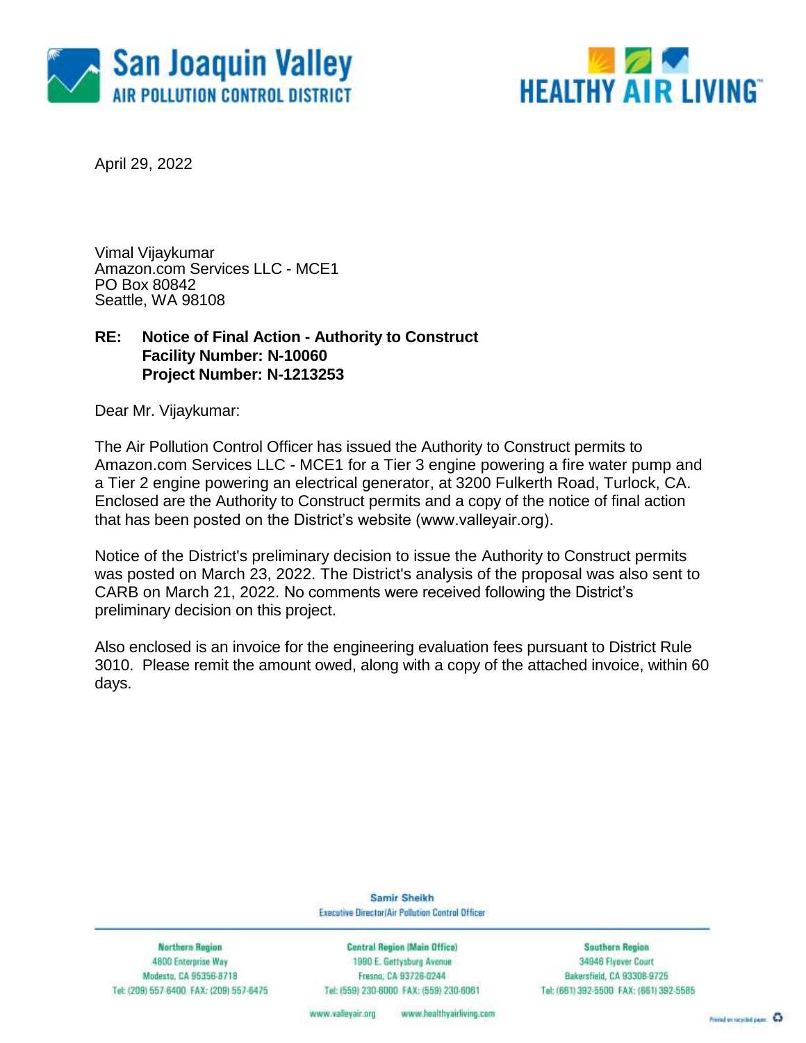San Joaquin Valley
AIR POLLUTION CONTROL DISTRICT

HEALTHY AIR LIVING™

April 29, 2022

Vimal Vijaykumar
Amazon.com Services LLC - MCE1
PO Box 80842
Seattle, WA 98108

**RE: Notice of Final Action - Authority to Construct**
**Facility Number: N-10060**
**Project Number: N-1213253**

Dear Mr. Vijaykumar:

The Air Pollution Control Officer has issued the Authority to Construct permits to Amazon.com Services LLC - MCE1 for a Tier 3 engine powering a fire water pump and a Tier 2 engine powering an electrical generator, at 3200 Fulkerth Road, Turlock, CA. Enclosed are the Authority to Construct permits and a copy of the notice of final action that has been posted on the District's website (www.valleyair.org).

Notice of the District's preliminary decision to issue the Authority to Construct permits was posted on March 23, 2022. The District's analysis of the proposal was also sent to CARB on March 21, 2022. No comments were received following the District's preliminary decision on this project.

Also enclosed is an invoice for the engineering evaluation fees pursuant to District Rule 3010. Please remit the amount owed, along with a copy of the attached invoice, within 60 days.

Samir Sheikh
Executive Director/Air Pollution Control Officer

| Northern Region | Central Region (Main Office) | Southern Region |
|---|---|---|
| 4800 Enterprise Way | 1990 E. Gettysburg Avenue | 34946 Flyover Court |
| Modesto, CA 95356-8718 | Fresno, CA 93726-0244 | Bakersfield, CA 93308-9725 |
| Tel: (209) 557-6400 FAX: (209) 557-6475 | Tel: (559) 230-6000 FAX: (559) 230-6061 | Tel: (661) 392-5500 FAX: (661) 392-5585 |

www.valleyair.org www.healthyairliving.com

Printed on recycled paper.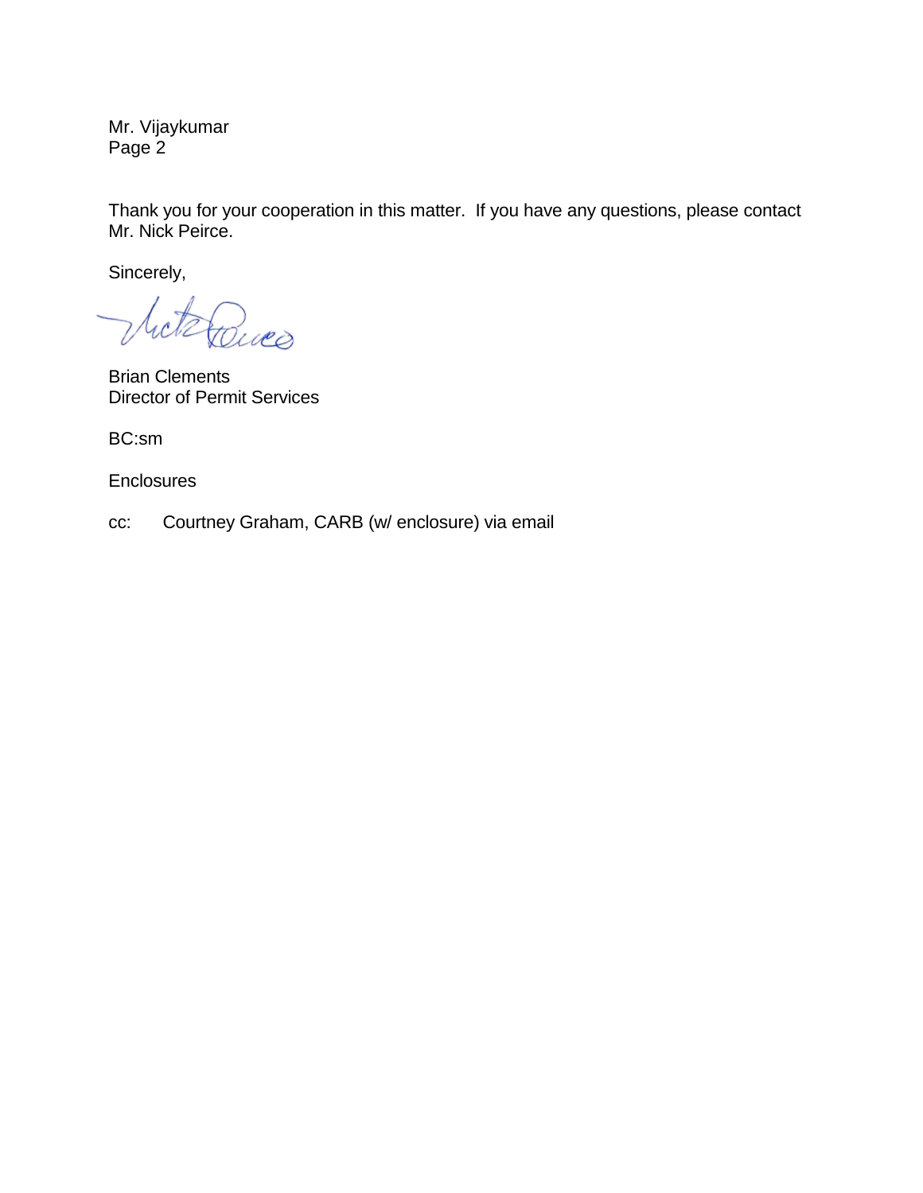Mr. Vijaykumar
Page 2

Thank you for your cooperation in this matter. If you have any questions, please contact Mr. Nick Peirce.

Sincerely,

Brian Clements
Director of Permit Services

BC:sm

Enclosures

cc: Courtney Graham, CARB (w/ enclosure) via email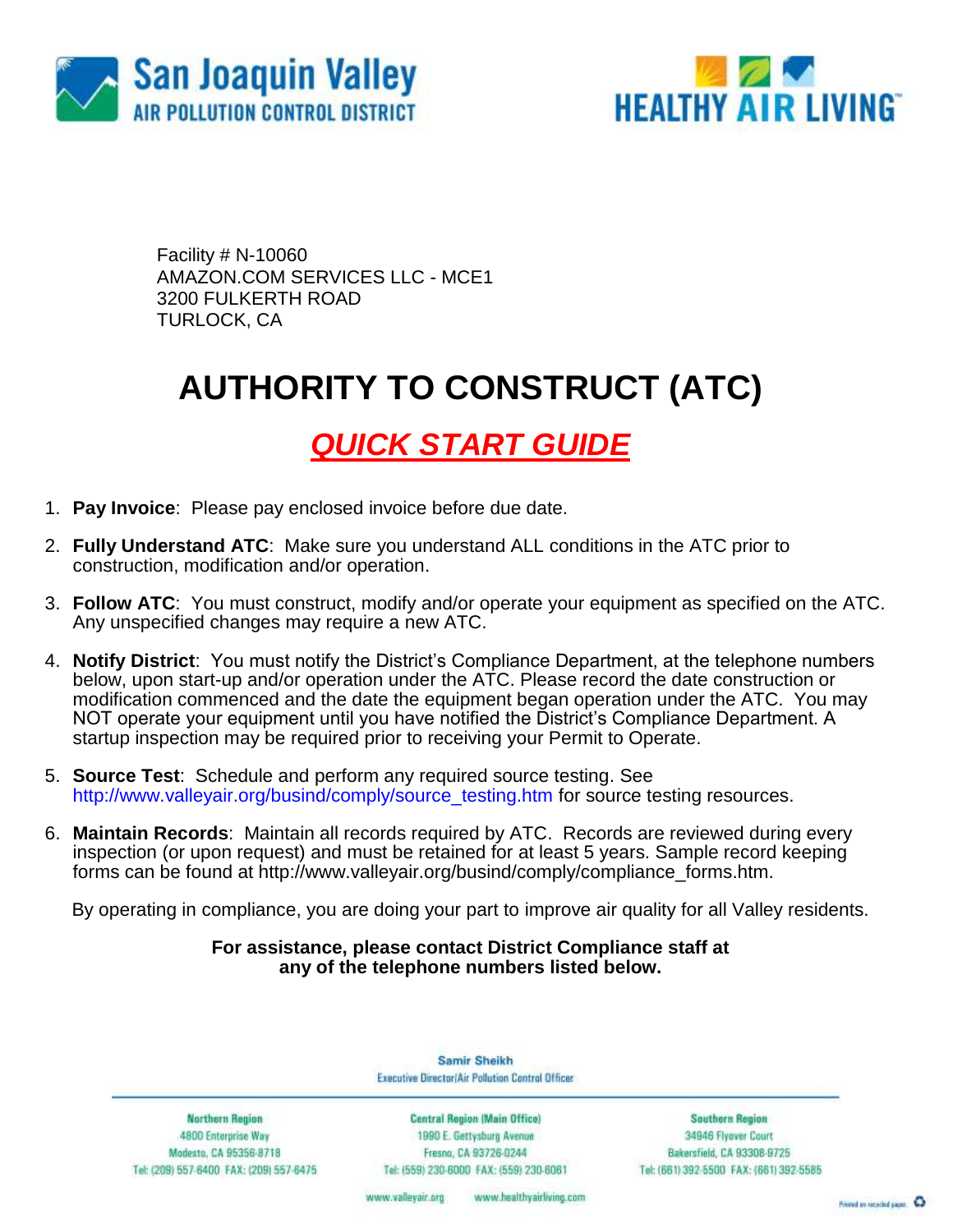San Joaquin Valley
AIR POLLUTION CONTROL DISTRICT

HEALTHY AIR LIVING™

Facility # N-10060
AMAZON.COM SERVICES LLC - MCE1
3200 FULKERTH ROAD
TURLOCK, CA

# AUTHORITY TO CONSTRUCT (ATC)

## *QUICK START GUIDE*

1. **Pay Invoice**: Please pay enclosed invoice before due date.
2. **Fully Understand ATC**: Make sure you understand ALL conditions in the ATC prior to construction, modification and/or operation.
3. **Follow ATC**: You must construct, modify and/or operate your equipment as specified on the ATC. Any unspecified changes may require a new ATC.
4. **Notify District**: You must notify the District's Compliance Department, at the telephone numbers below, upon start-up and/or operation under the ATC. Please record the date construction or modification commenced and the date the equipment began operation under the ATC. You may NOT operate your equipment until you have notified the District's Compliance Department. A startup inspection may be required prior to receiving your Permit to Operate.
5. **Source Test**: Schedule and perform any required source testing. See http://www.valleyair.org/busind/comply/source_testing.htm for source testing resources.
6. **Maintain Records**: Maintain all records required by ATC. Records are reviewed during every inspection (or upon request) and must be retained for at least 5 years. Sample record keeping forms can be found at http://www.valleyair.org/busind/comply/compliance_forms.htm.

By operating in compliance, you are doing your part to improve air quality for all Valley residents.

**For assistance, please contact District Compliance staff at any of the telephone numbers listed below.**

Samir Sheikh
Executive Director/Air Pollution Control Officer

| Northern Region | Central Region (Main Office) | Southern Region |
|---|---|---|
| 4800 Enterprise Way | 1990 E. Gettysburg Avenue | 34946 Flyover Court |
| Modesto, CA 95356-8718 | Fresno, CA 93726-0244 | Bakersfield, CA 93308-9725 |
| Tel: (209) 557-6400 FAX: (209) 557-6475 | Tel: (559) 230-6000 FAX: (559) 230-6061 | Tel: (661) 392-5500 FAX: (661) 392-5585 |

www.valleyair.org www.healthyairliving.com

Printed on recycled paper.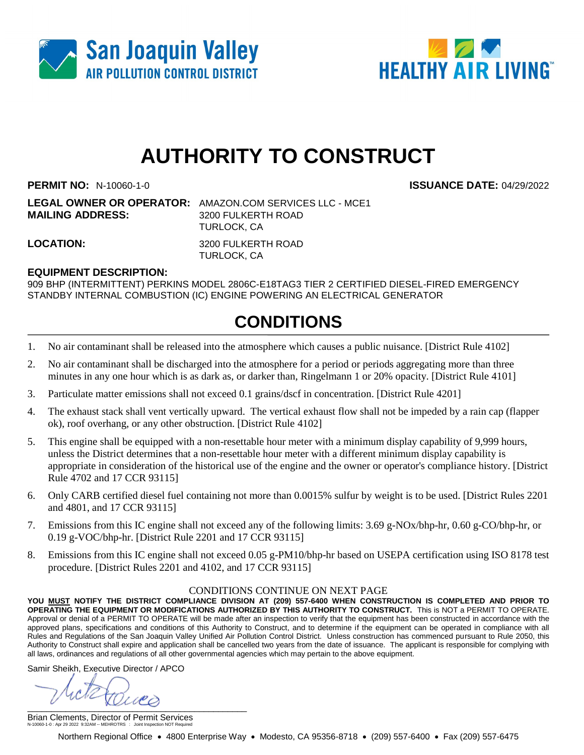San Joaquin Valley
AIR POLLUTION CONTROL DISTRICT

HEALTHY AIR LIVING™

# AUTHORITY TO CONSTRUCT

**PERMIT NO:** N-10060-1-0 **ISSUANCE DATE:** 04/29/2022

**LEGAL OWNER OR OPERATOR:** AMAZON.COM SERVICES LLC - MCE1
**MAILING ADDRESS:** 3200 FULKERTH ROAD
TURLOCK, CA

**LOCATION:** 3200 FULKERTH ROAD
TURLOCK, CA

**EQUIPMENT DESCRIPTION:**
909 BHP (INTERMITTENT) PERKINS MODEL 2806C-E18TAG3 TIER 2 CERTIFIED DIESEL-FIRED EMERGENCY STANDBY INTERNAL COMBUSTION (IC) ENGINE POWERING AN ELECTRICAL GENERATOR

## CONDITIONS

1. No air contaminant shall be released into the atmosphere which causes a public nuisance. [District Rule 4102]
2. No air contaminant shall be discharged into the atmosphere for a period or periods aggregating more than three minutes in any one hour which is as dark as, or darker than, Ringelmann 1 or 20% opacity. [District Rule 4101]
3. Particulate matter emissions shall not exceed 0.1 grains/dscf in concentration. [District Rule 4201]
4. The exhaust stack shall vent vertically upward. The vertical exhaust flow shall not be impeded by a rain cap (flapper ok), roof overhang, or any other obstruction. [District Rule 4102]
5. This engine shall be equipped with a non-resettable hour meter with a minimum display capability of 9,999 hours, unless the District determines that a non-resettable hour meter with a different minimum display capability is appropriate in consideration of the historical use of the engine and the owner or operator's compliance history. [District Rule 4702 and 17 CCR 93115]
6. Only CARB certified diesel fuel containing not more than 0.0015% sulfur by weight is to be used. [District Rules 2201 and 4801, and 17 CCR 93115]
7. Emissions from this IC engine shall not exceed any of the following limits: 3.69 g-NOx/bhp-hr, 0.60 g-CO/bhp-hr, or 0.19 g-VOC/bhp-hr. [District Rule 2201 and 17 CCR 93115]
8. Emissions from this IC engine shall not exceed 0.05 g-PM10/bhp-hr based on USEPA certification using ISO 8178 test procedure. [District Rules 2201 and 4102, and 17 CCR 93115]

CONDITIONS CONTINUE ON NEXT PAGE

**YOU MUST NOTIFY THE DISTRICT COMPLIANCE DIVISION AT (209) 557-6400 WHEN CONSTRUCTION IS COMPLETED AND PRIOR TO OPERATING THE EQUIPMENT OR MODIFICATIONS AUTHORIZED BY THIS AUTHORITY TO CONSTRUCT.** This is NOT a PERMIT TO OPERATE. Approval or denial of a PERMIT TO OPERATE will be made after an inspection to verify that the equipment has been constructed in accordance with the approved plans, specifications and conditions of this Authority to Construct, and to determine if the equipment can be operated in compliance with all Rules and Regulations of the San Joaquin Valley Unified Air Pollution Control District. Unless construction has commenced pursuant to Rule 2050, this Authority to Construct shall expire and application shall be cancelled two years from the date of issuance. The applicant is responsible for complying with all laws, ordinances and regulations of all other governmental agencies which may pertain to the above equipment.

Samir Sheikh, Executive Director / APCO

Brian Clements, Director of Permit Services
N-10060-1-0 : Apr 29 2022 9:32AM -- MEHROTRS : Joint Inspection NOT Required

Northern Regional Office • 4800 Enterprise Way • Modesto, CA 95356-8718 • (209) 557-6400 • Fax (209) 557-6475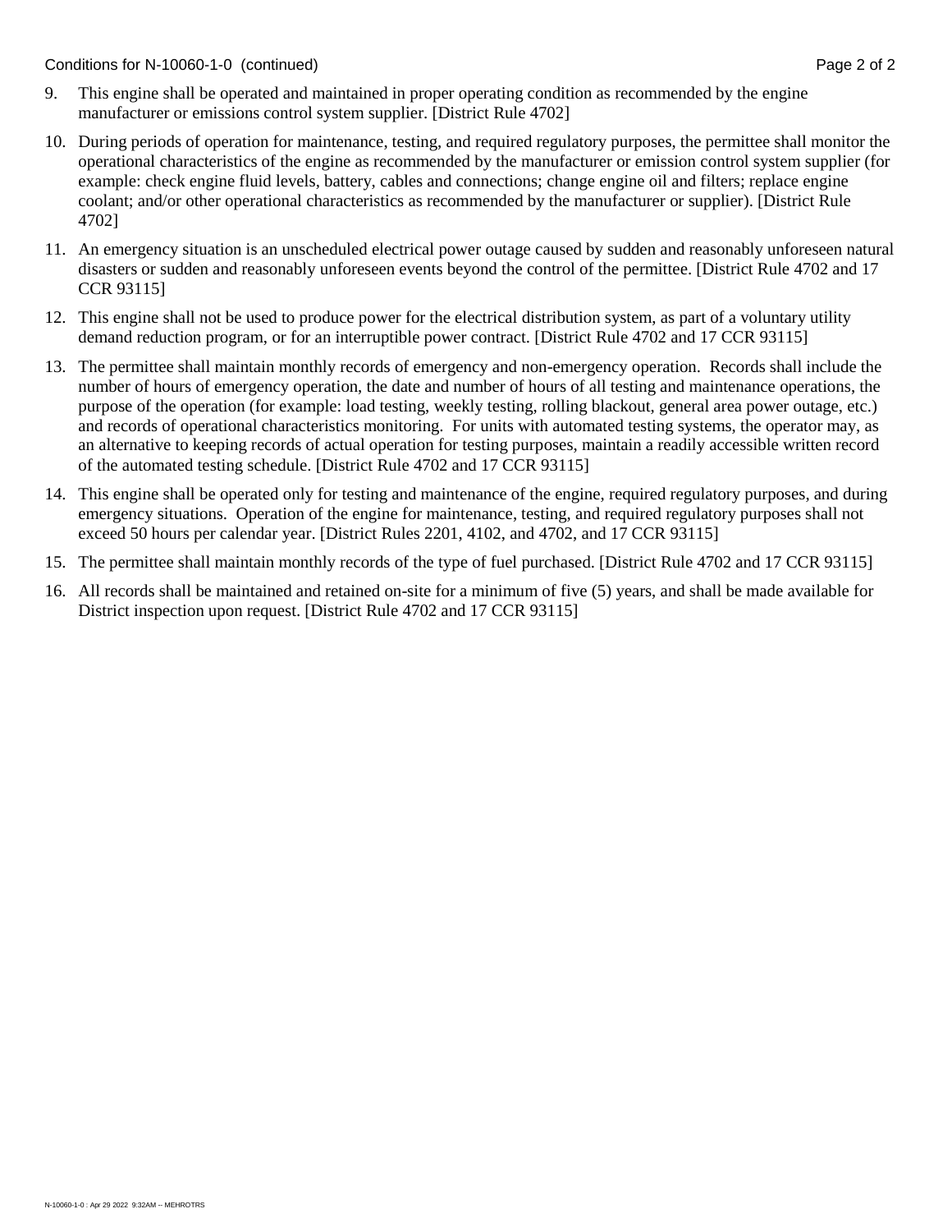9. This engine shall be operated and maintained in proper operating condition as recommended by the engine manufacturer or emissions control system supplier. [District Rule 4702]

10. During periods of operation for maintenance, testing, and required regulatory purposes, the permittee shall monitor the operational characteristics of the engine as recommended by the manufacturer or emission control system supplier (for example: check engine fluid levels, battery, cables and connections; change engine oil and filters; replace engine coolant; and/or other operational characteristics as recommended by the manufacturer or supplier). [District Rule 4702]

11. An emergency situation is an unscheduled electrical power outage caused by sudden and reasonably unforeseen natural disasters or sudden and reasonably unforeseen events beyond the control of the permittee. [District Rule 4702 and 17 CCR 93115]

12. This engine shall not be used to produce power for the electrical distribution system, as part of a voluntary utility demand reduction program, or for an interruptible power contract. [District Rule 4702 and 17 CCR 93115]

13. The permittee shall maintain monthly records of emergency and non-emergency operation. Records shall include the number of hours of emergency operation, the date and number of hours of all testing and maintenance operations, the purpose of the operation (for example: load testing, weekly testing, rolling blackout, general area power outage, etc.) and records of operational characteristics monitoring. For units with automated testing systems, the operator may, as an alternative to keeping records of actual operation for testing purposes, maintain a readily accessible written record of the automated testing schedule. [District Rule 4702 and 17 CCR 93115]

14. This engine shall be operated only for testing and maintenance of the engine, required regulatory purposes, and during emergency situations. Operation of the engine for maintenance, testing, and required regulatory purposes shall not exceed 50 hours per calendar year. [District Rules 2201, 4102, and 4702, and 17 CCR 93115]

15. The permittee shall maintain monthly records of the type of fuel purchased. [District Rule 4702 and 17 CCR 93115]

16. All records shall be maintained and retained on-site for a minimum of five (5) years, and shall be made available for District inspection upon request. [District Rule 4702 and 17 CCR 93115]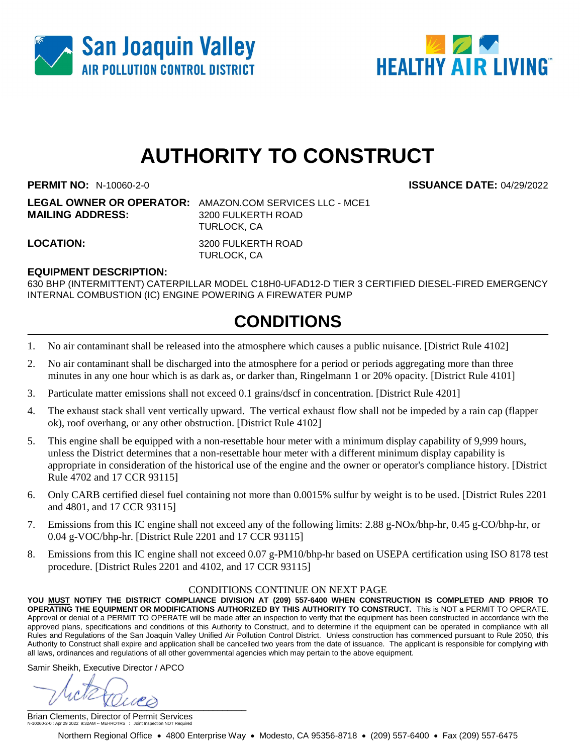San Joaquin Valley
AIR POLLUTION CONTROL DISTRICT

HEALTHY AIR LIVING™

# AUTHORITY TO CONSTRUCT

**PERMIT NO:** N-10060-2-0 **ISSUANCE DATE:** 04/29/2022

**LEGAL OWNER OR OPERATOR:** AMAZON.COM SERVICES LLC - MCE1
**MAILING ADDRESS:** 3200 FULKERTH ROAD
TURLOCK, CA

**LOCATION:** 3200 FULKERTH ROAD
TURLOCK, CA

**EQUIPMENT DESCRIPTION:**
630 BHP (INTERMITTENT) CATERPILLAR MODEL C18H0-UFAD12-D TIER 3 CERTIFIED DIESEL-FIRED EMERGENCY INTERNAL COMBUSTION (IC) ENGINE POWERING A FIREWATER PUMP

## CONDITIONS

1. No air contaminant shall be released into the atmosphere which causes a public nuisance. [District Rule 4102]
2. No air contaminant shall be discharged into the atmosphere for a period or periods aggregating more than three minutes in any one hour which is as dark as, or darker than, Ringelmann 1 or 20% opacity. [District Rule 4101]
3. Particulate matter emissions shall not exceed 0.1 grains/dscf in concentration. [District Rule 4201]
4. The exhaust stack shall vent vertically upward. The vertical exhaust flow shall not be impeded by a rain cap (flapper ok), roof overhang, or any other obstruction. [District Rule 4102]
5. This engine shall be equipped with a non-resettable hour meter with a minimum display capability of 9,999 hours, unless the District determines that a non-resettable hour meter with a different minimum display capability is appropriate in consideration of the historical use of the engine and the owner or operator's compliance history. [District Rule 4702 and 17 CCR 93115]
6. Only CARB certified diesel fuel containing not more than 0.0015% sulfur by weight is to be used. [District Rules 2201 and 4801, and 17 CCR 93115]
7. Emissions from this IC engine shall not exceed any of the following limits: 2.88 g-NOx/bhp-hr, 0.45 g-CO/bhp-hr, or 0.04 g-VOC/bhp-hr. [District Rule 2201 and 17 CCR 93115]
8. Emissions from this IC engine shall not exceed 0.07 g-PM10/bhp-hr based on USEPA certification using ISO 8178 test procedure. [District Rules 2201 and 4102, and 17 CCR 93115]

CONDITIONS CONTINUE ON NEXT PAGE

**YOU MUST NOTIFY THE DISTRICT COMPLIANCE DIVISION AT (209) 557-6400 WHEN CONSTRUCTION IS COMPLETED AND PRIOR TO OPERATING THE EQUIPMENT OR MODIFICATIONS AUTHORIZED BY THIS AUTHORITY TO CONSTRUCT.** This is NOT a PERMIT TO OPERATE. Approval or denial of a PERMIT TO OPERATE will be made after an inspection to verify that the equipment has been constructed in accordance with the approved plans, specifications and conditions of this Authority to Construct, and to determine if the equipment can be operated in compliance with all Rules and Regulations of the San Joaquin Valley Unified Air Pollution Control District. Unless construction has commenced pursuant to Rule 2050, this Authority to Construct shall expire and application shall be cancelled two years from the date of issuance. The applicant is responsible for complying with all laws, ordinances and regulations of all other governmental agencies which may pertain to the above equipment.

Samir Sheikh, Executive Director / APCO

Brian Clements, Director of Permit Services
N-10060-2-0 : Apr 29 2022 9:32AM -- MEHROTRS : Joint Inspection NOT Required

Northern Regional Office • 4800 Enterprise Way • Modesto, CA 95356-8718 • (209) 557-6400 • Fax (209) 557-6475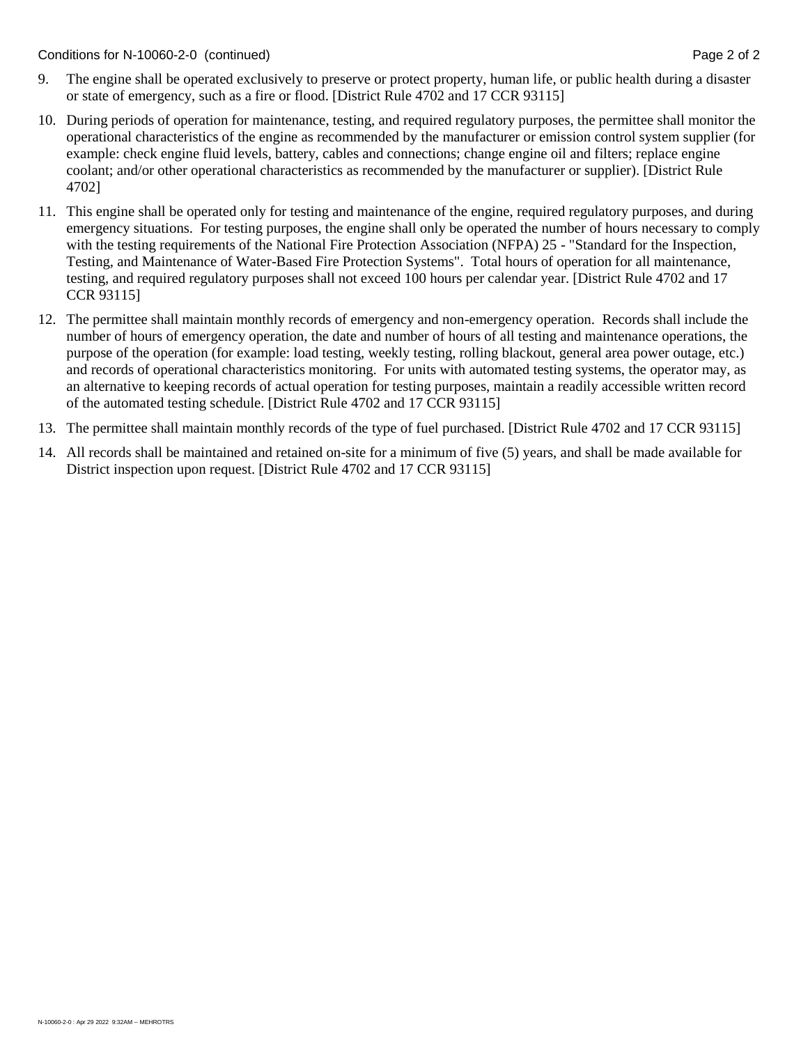9. The engine shall be operated exclusively to preserve or protect property, human life, or public health during a disaster or state of emergency, such as a fire or flood. [District Rule 4702 and 17 CCR 93115]

10. During periods of operation for maintenance, testing, and required regulatory purposes, the permittee shall monitor the operational characteristics of the engine as recommended by the manufacturer or emission control system supplier (for example: check engine fluid levels, battery, cables and connections; change engine oil and filters; replace engine coolant; and/or other operational characteristics as recommended by the manufacturer or supplier). [District Rule 4702]

11. This engine shall be operated only for testing and maintenance of the engine, required regulatory purposes, and during emergency situations. For testing purposes, the engine shall only be operated the number of hours necessary to comply with the testing requirements of the National Fire Protection Association (NFPA) 25 - "Standard for the Inspection, Testing, and Maintenance of Water-Based Fire Protection Systems". Total hours of operation for all maintenance, testing, and required regulatory purposes shall not exceed 100 hours per calendar year. [District Rule 4702 and 17 CCR 93115]

12. The permittee shall maintain monthly records of emergency and non-emergency operation. Records shall include the number of hours of emergency operation, the date and number of hours of all testing and maintenance operations, the purpose of the operation (for example: load testing, weekly testing, rolling blackout, general area power outage, etc.) and records of operational characteristics monitoring. For units with automated testing systems, the operator may, as an alternative to keeping records of actual operation for testing purposes, maintain a readily accessible written record of the automated testing schedule. [District Rule 4702 and 17 CCR 93115]

13. The permittee shall maintain monthly records of the type of fuel purchased. [District Rule 4702 and 17 CCR 93115]

14. All records shall be maintained and retained on-site for a minimum of five (5) years, and shall be made available for District inspection upon request. [District Rule 4702 and 17 CCR 93115]